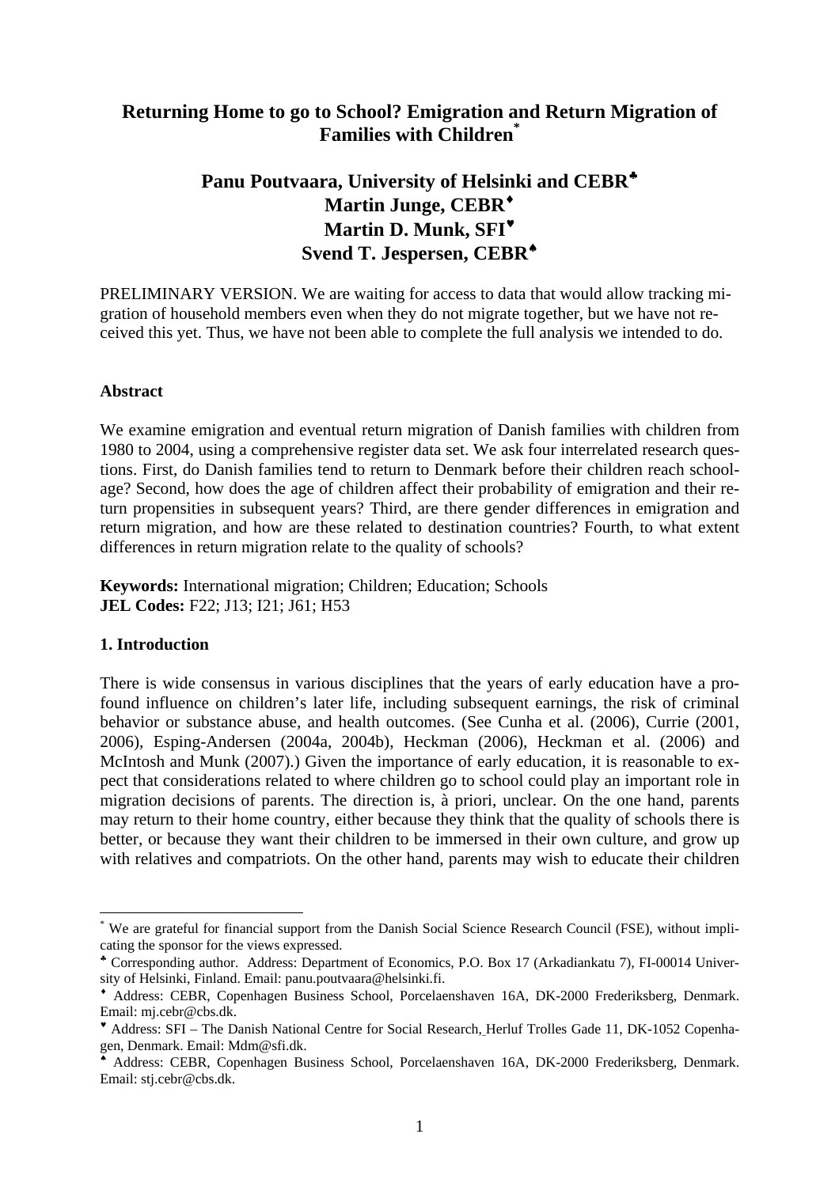# Returning Home to go to School? Emigration and Return Migration of Families with Children[*]

## Panu Poutvaara, University of Helsinki and CEBR[♣]
## Martin Junge, CEBR[♦]
## Martin D. Munk, SFI[♥]
## Svend T. Jespersen, CEBR[♠]

PRELIMINARY VERSION. We are waiting for access to data that would allow tracking migration of household members even when they do not migrate together, but we have not received this yet. Thus, we have not been able to complete the full analysis we intended to do.

**Abstract**

We examine emigration and eventual return migration of Danish families with children from 1980 to 2004, using a comprehensive register data set. We ask four interrelated research questions. First, do Danish families tend to return to Denmark before their children reach school-age? Second, how does the age of children affect their probability of emigration and their return propensities in subsequent years? Third, are there gender differences in emigration and return migration, and how are these related to destination countries? Fourth, to what extent differences in return migration relate to the quality of schools?

**Keywords:** International migration; Children; Education; Schools
**JEL Codes:** F22; J13; I21; J61; H53

**1. Introduction**

There is wide consensus in various disciplines that the years of early education have a profound influence on children's later life, including subsequent earnings, the risk of criminal behavior or substance abuse, and health outcomes. (See Cunha et al. (2006), Currie (2001, 2006), Esping-Andersen (2004a, 2004b), Heckman (2006), Heckman et al. (2006) and McIntosh and Munk (2007).) Given the importance of early education, it is reasonable to expect that considerations related to where children go to school could play an important role in migration decisions of parents. The direction is, à priori, unclear. On the one hand, parents may return to their home country, either because they think that the quality of schools there is better, or because they want their children to be immersed in their own culture, and grow up with relatives and compatriots. On the other hand, parents may wish to educate their children

---

[*] We are grateful for financial support from the Danish Social Science Research Council (FSE), without implicating the sponsor for the views expressed.

[♣] Corresponding author. Address: Department of Economics, P.O. Box 17 (Arkadiankatu 7), FI-00014 University of Helsinki, Finland. Email: panu.poutvaara@helsinki.fi.

[♦] Address: CEBR, Copenhagen Business School, Porcelaenshaven 16A, DK-2000 Frederiksberg, Denmark. Email: mj.cebr@cbs.dk.

[♥] Address: SFI – The Danish National Centre for Social Research, Herluf Trolles Gade 11, DK-1052 Copenhagen, Denmark. Email: Mdm@sfi.dk.

[♠] Address: CEBR, Copenhagen Business School, Porcelaenshaven 16A, DK-2000 Frederiksberg, Denmark. Email: stj.cebr@cbs.dk.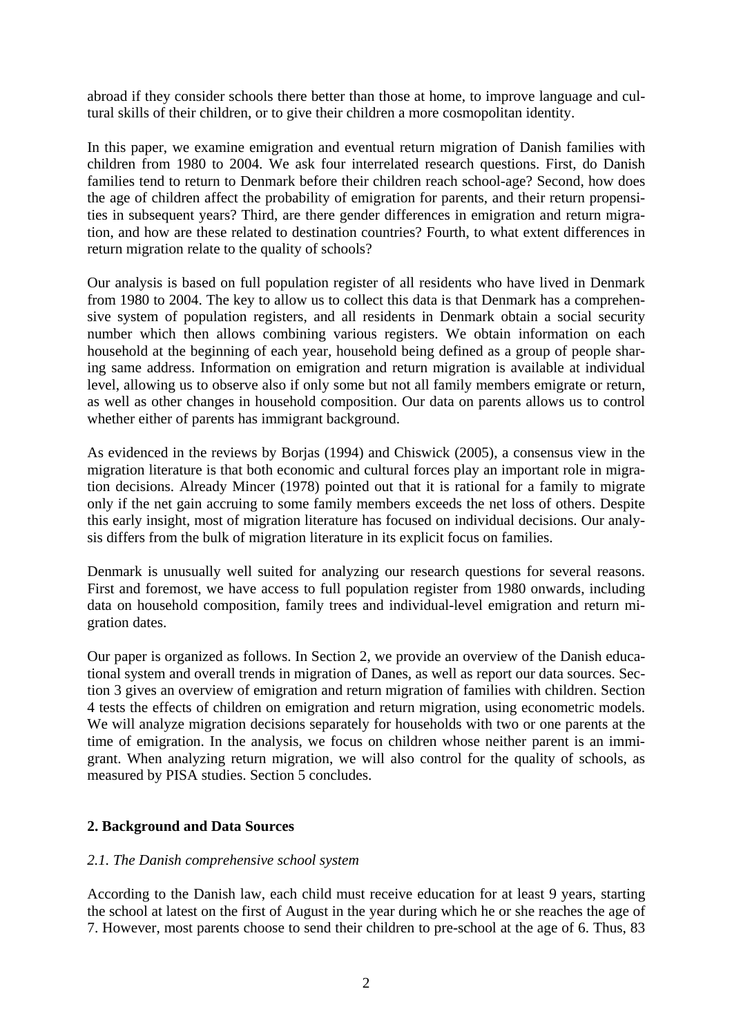abroad if they consider schools there better than those at home, to improve language and cultural skills of their children, or to give their children a more cosmopolitan identity.

In this paper, we examine emigration and eventual return migration of Danish families with children from 1980 to 2004. We ask four interrelated research questions. First, do Danish families tend to return to Denmark before their children reach school-age? Second, how does the age of children affect the probability of emigration for parents, and their return propensities in subsequent years? Third, are there gender differences in emigration and return migration, and how are these related to destination countries? Fourth, to what extent differences in return migration relate to the quality of schools?

Our analysis is based on full population register of all residents who have lived in Denmark from 1980 to 2004. The key to allow us to collect this data is that Denmark has a comprehensive system of population registers, and all residents in Denmark obtain a social security number which then allows combining various registers. We obtain information on each household at the beginning of each year, household being defined as a group of people sharing same address. Information on emigration and return migration is available at individual level, allowing us to observe also if only some but not all family members emigrate or return, as well as other changes in household composition. Our data on parents allows us to control whether either of parents has immigrant background.

As evidenced in the reviews by Borjas (1994) and Chiswick (2005), a consensus view in the migration literature is that both economic and cultural forces play an important role in migration decisions. Already Mincer (1978) pointed out that it is rational for a family to migrate only if the net gain accruing to some family members exceeds the net loss of others. Despite this early insight, most of migration literature has focused on individual decisions. Our analysis differs from the bulk of migration literature in its explicit focus on families.

Denmark is unusually well suited for analyzing our research questions for several reasons. First and foremost, we have access to full population register from 1980 onwards, including data on household composition, family trees and individual-level emigration and return migration dates.

Our paper is organized as follows. In Section 2, we provide an overview of the Danish educational system and overall trends in migration of Danes, as well as report our data sources. Section 3 gives an overview of emigration and return migration of families with children. Section 4 tests the effects of children on emigration and return migration, using econometric models. We will analyze migration decisions separately for households with two or one parents at the time of emigration. In the analysis, we focus on children whose neither parent is an immigrant. When analyzing return migration, we will also control for the quality of schools, as measured by PISA studies. Section 5 concludes.

## 2. Background and Data Sources

### *2.1. The Danish comprehensive school system*

According to the Danish law, each child must receive education for at least 9 years, starting the school at latest on the first of August in the year during which he or she reaches the age of 7. However, most parents choose to send their children to pre-school at the age of 6. Thus, 83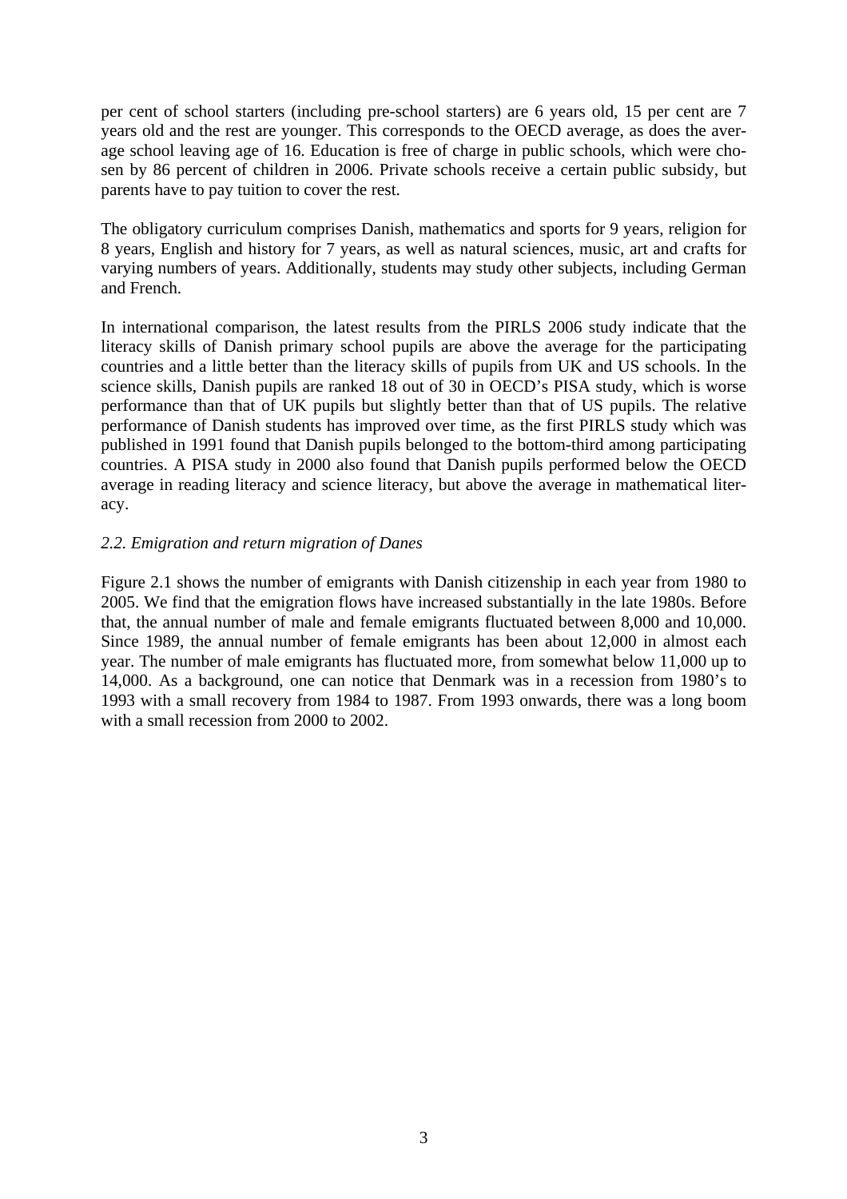per cent of school starters (including pre-school starters) are 6 years old, 15 per cent are 7 years old and the rest are younger. This corresponds to the OECD average, as does the average school leaving age of 16. Education is free of charge in public schools, which were chosen by 86 percent of children in 2006. Private schools receive a certain public subsidy, but parents have to pay tuition to cover the rest.

The obligatory curriculum comprises Danish, mathematics and sports for 9 years, religion for 8 years, English and history for 7 years, as well as natural sciences, music, art and crafts for varying numbers of years. Additionally, students may study other subjects, including German and French.

In international comparison, the latest results from the PIRLS 2006 study indicate that the literacy skills of Danish primary school pupils are above the average for the participating countries and a little better than the literacy skills of pupils from UK and US schools. In the science skills, Danish pupils are ranked 18 out of 30 in OECD's PISA study, which is worse performance than that of UK pupils but slightly better than that of US pupils. The relative performance of Danish students has improved over time, as the first PIRLS study which was published in 1991 found that Danish pupils belonged to the bottom-third among participating countries. A PISA study in 2000 also found that Danish pupils performed below the OECD average in reading literacy and science literacy, but above the average in mathematical literacy.

### *2.2. Emigration and return migration of Danes*

Figure 2.1 shows the number of emigrants with Danish citizenship in each year from 1980 to 2005. We find that the emigration flows have increased substantially in the late 1980s. Before that, the annual number of male and female emigrants fluctuated between 8,000 and 10,000. Since 1989, the annual number of female emigrants has been about 12,000 in almost each year. The number of male emigrants has fluctuated more, from somewhat below 11,000 up to 14,000. As a background, one can notice that Denmark was in a recession from 1980's to 1993 with a small recovery from 1984 to 1987. From 1993 onwards, there was a long boom with a small recession from 2000 to 2002.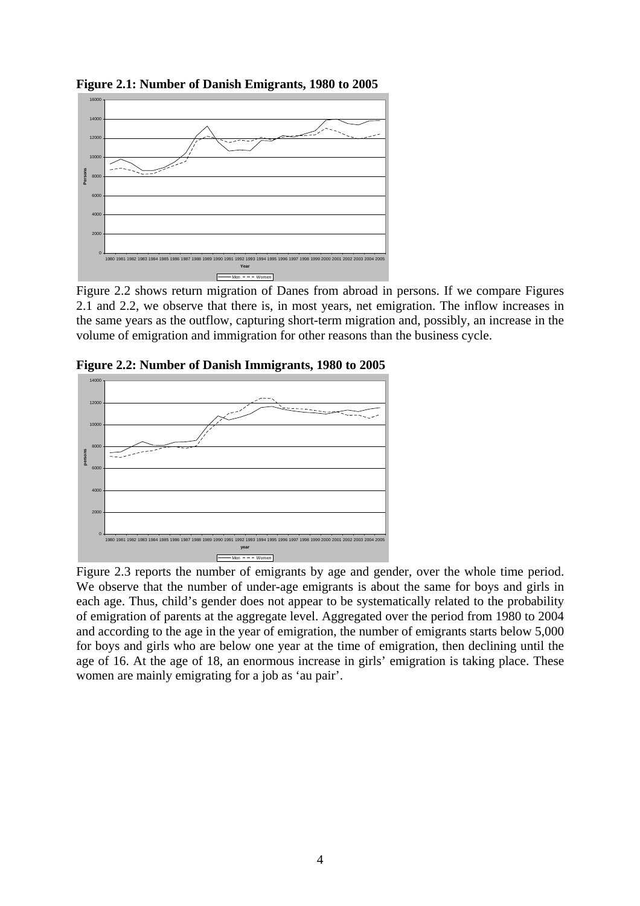**Figure 2.1: Number of Danish Emigrants, 1980 to 2005**

Figure 2.2 shows return migration of Danes from abroad in persons. If we compare Figures 2.1 and 2.2, we observe that there is, in most years, net emigration. The inflow increases in the same years as the outflow, capturing short-term migration and, possibly, an increase in the volume of emigration and immigration for other reasons than the business cycle.

**Figure 2.2: Number of Danish Immigrants, 1980 to 2005**

Figure 2.3 reports the number of emigrants by age and gender, over the whole time period. We observe that the number of under-age emigrants is about the same for boys and girls in each age. Thus, child's gender does not appear to be systematically related to the probability of emigration of parents at the aggregate level. Aggregated over the period from 1980 to 2004 and according to the age in the year of emigration, the number of emigrants starts below 5,000 for boys and girls who are below one year at the time of emigration, then declining until the age of 16. At the age of 18, an enormous increase in girls' emigration is taking place. These women are mainly emigrating for a job as 'au pair'.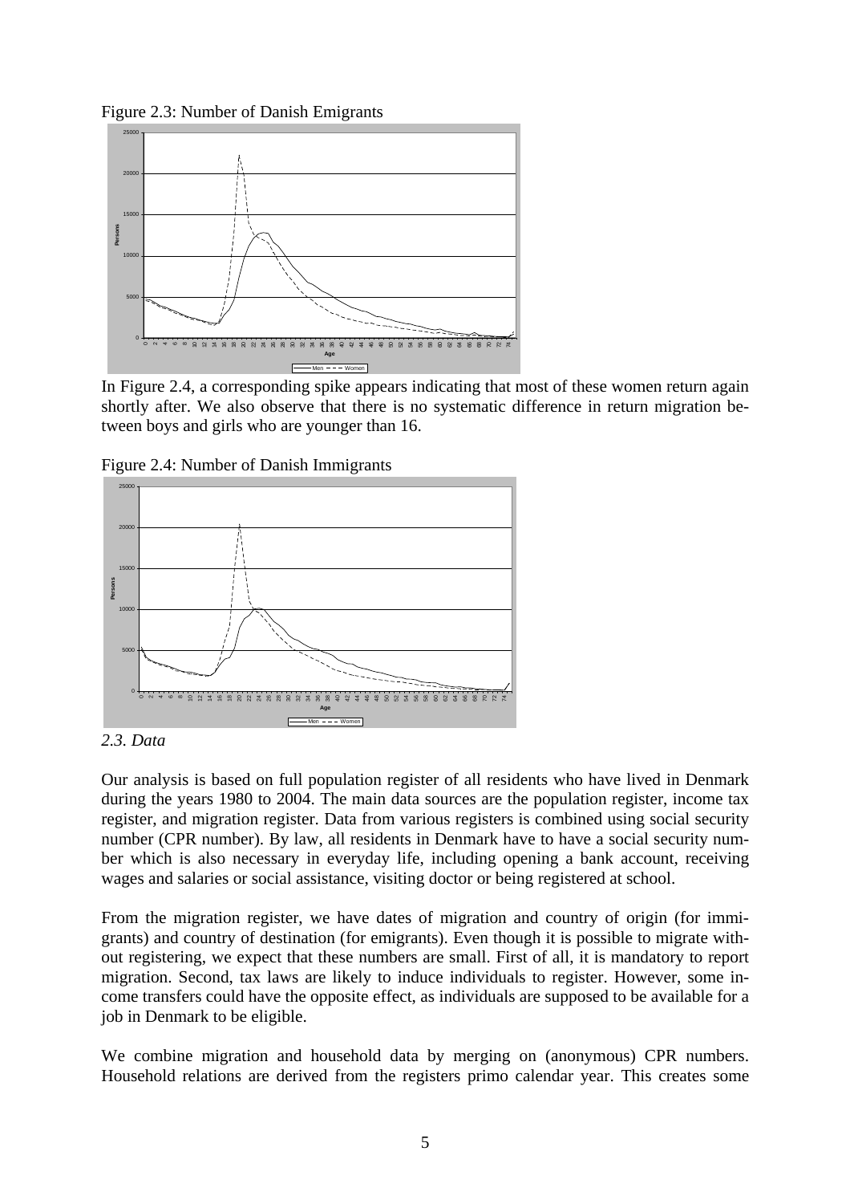Figure 2.3: Number of Danish Emigrants

In Figure 2.4, a corresponding spike appears indicating that most of these women return again shortly after. We also observe that there is no systematic difference in return migration between boys and girls who are younger than 16.

Figure 2.4: Number of Danish Immigrants

*2.3. Data*

Our analysis is based on full population register of all residents who have lived in Denmark during the years 1980 to 2004. The main data sources are the population register, income tax register, and migration register. Data from various registers is combined using social security number (CPR number). By law, all residents in Denmark have to have a social security number which is also necessary in everyday life, including opening a bank account, receiving wages and salaries or social assistance, visiting doctor or being registered at school.

From the migration register, we have dates of migration and country of origin (for immigrants) and country of destination (for emigrants). Even though it is possible to migrate without registering, we expect that these numbers are small. First of all, it is mandatory to report migration. Second, tax laws are likely to induce individuals to register. However, some income transfers could have the opposite effect, as individuals are supposed to be available for a job in Denmark to be eligible.

We combine migration and household data by merging on (anonymous) CPR numbers. Household relations are derived from the registers primo calendar year. This creates some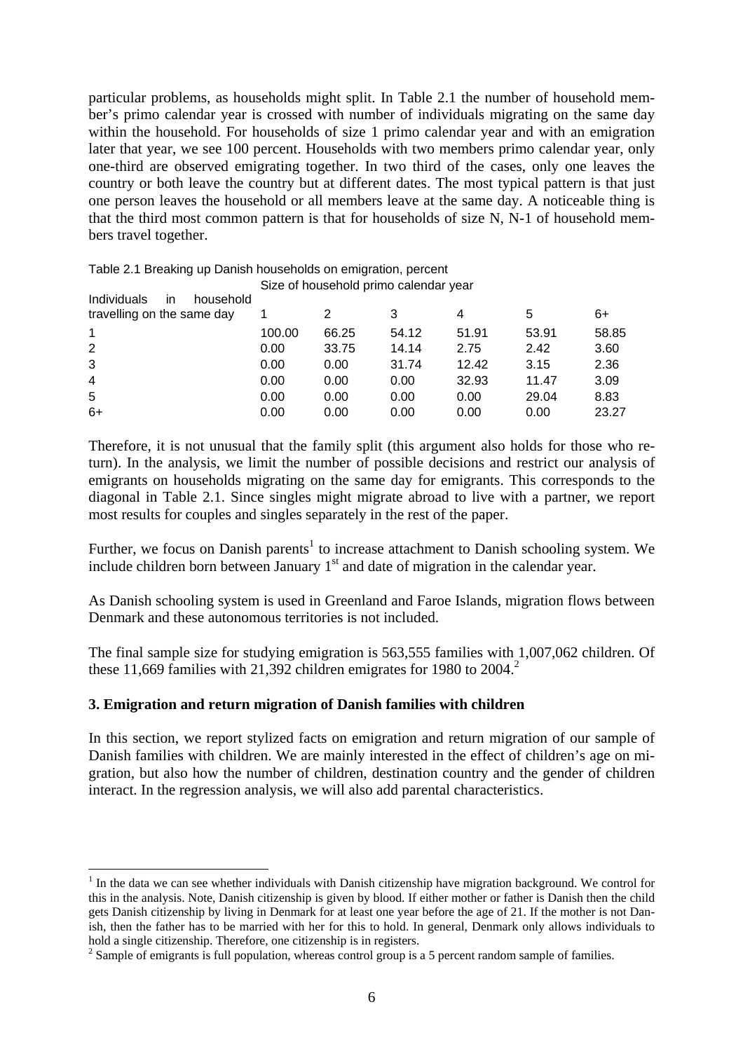particular problems, as households might split. In Table 2.1 the number of household member's primo calendar year is crossed with number of individuals migrating on the same day within the household. For households of size 1 primo calendar year and with an emigration later that year, we see 100 percent. Households with two members primo calendar year, only one-third are observed emigrating together. In two third of the cases, only one leaves the country or both leave the country but at different dates. The most typical pattern is that just one person leaves the household or all members leave at the same day. A noticeable thing is that the third most common pattern is that for households of size N, N-1 of household members travel together.

Table 2.1 Breaking up Danish households on emigration, percent

| Individuals in household travelling on the same day | Size of household primo calendar year | | | | | |
|---|---|---|---|---|---|---|
| | 1 | 2 | 3 | 4 | 5 | 6+ |
| 1 | 100.00 | 66.25 | 54.12 | 51.91 | 53.91 | 58.85 |
| 2 | 0.00 | 33.75 | 14.14 | 2.75 | 2.42 | 3.60 |
| 3 | 0.00 | 0.00 | 31.74 | 12.42 | 3.15 | 2.36 |
| 4 | 0.00 | 0.00 | 0.00 | 32.93 | 11.47 | 3.09 |
| 5 | 0.00 | 0.00 | 0.00 | 0.00 | 29.04 | 8.83 |
| 6+ | 0.00 | 0.00 | 0.00 | 0.00 | 0.00 | 23.27 |

Therefore, it is not unusual that the family split (this argument also holds for those who return). In the analysis, we limit the number of possible decisions and restrict our analysis of emigrants on households migrating on the same day for emigrants. This corresponds to the diagonal in Table 2.1. Since singles might migrate abroad to live with a partner, we report most results for couples and singles separately in the rest of the paper.

Further, we focus on Danish parents[1] to increase attachment to Danish schooling system. We include children born between January 1st and date of migration in the calendar year.

As Danish schooling system is used in Greenland and Faroe Islands, migration flows between Denmark and these autonomous territories is not included.

The final sample size for studying emigration is 563,555 families with 1,007,062 children. Of these 11,669 families with 21,392 children emigrates for 1980 to 2004.[2]

## 3. Emigration and return migration of Danish families with children

In this section, we report stylized facts on emigration and return migration of our sample of Danish families with children. We are mainly interested in the effect of children's age on migration, but also how the number of children, destination country and the gender of children interact. In the regression analysis, we will also add parental characteristics.

[1] In the data we can see whether individuals with Danish citizenship have migration background. We control for this in the analysis. Note, Danish citizenship is given by blood. If either mother or father is Danish then the child gets Danish citizenship by living in Denmark for at least one year before the age of 21. If the mother is not Danish, then the father has to be married with her for this to hold. In general, Denmark only allows individuals to hold a single citizenship. Therefore, one citizenship is in registers.

[2] Sample of emigrants is full population, whereas control group is a 5 percent random sample of families.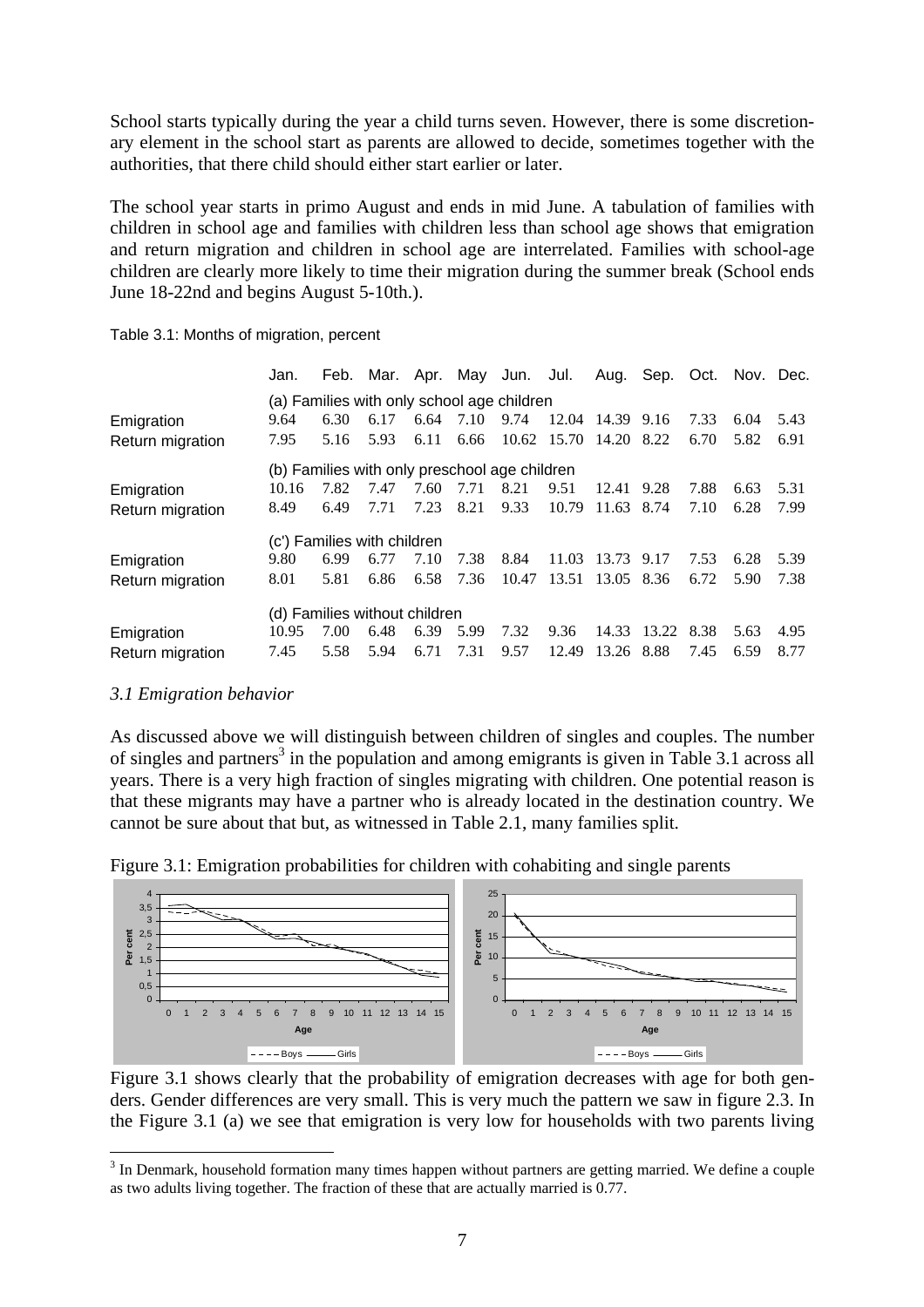School starts typically during the year a child turns seven. However, there is some discretionary element in the school start as parents are allowed to decide, sometimes together with the authorities, that there child should either start earlier or later.

The school year starts in primo August and ends in mid June. A tabulation of families with children in school age and families with children less than school age shows that emigration and return migration and children in school age are interrelated. Families with school-age children are clearly more likely to time their migration during the summer break (School ends June 18-22nd and begins August 5-10th.).

Table 3.1: Months of migration, percent

| | Jan. | Feb. | Mar. | Apr. | May | Jun. | Jul. | Aug. | Sep. | Oct. | Nov. | Dec. |
|---|---|---|---|---|---|---|---|---|---|---|---|---|
| | (a) Families with only school age children | | | | | | | | | | | |
| Emigration | 9.64 | 6.30 | 6.17 | 6.64 | 7.10 | 9.74 | 12.04 | 14.39 | 9.16 | 7.33 | 6.04 | 5.43 |
| Return migration | 7.95 | 5.16 | 5.93 | 6.11 | 6.66 | 10.62 | 15.70 | 14.20 | 8.22 | 6.70 | 5.82 | 6.91 |
| | (b) Families with only preschool age children | | | | | | | | | | | |
| Emigration | 10.16 | 7.82 | 7.47 | 7.60 | 7.71 | 8.21 | 9.51 | 12.41 | 9.28 | 7.88 | 6.63 | 5.31 |
| Return migration | 8.49 | 6.49 | 7.71 | 7.23 | 8.21 | 9.33 | 10.79 | 11.63 | 8.74 | 7.10 | 6.28 | 7.99 |
| | (c') Families with children | | | | | | | | | | | |
| Emigration | 9.80 | 6.99 | 6.77 | 7.10 | 7.38 | 8.84 | 11.03 | 13.73 | 9.17 | 7.53 | 6.28 | 5.39 |
| Return migration | 8.01 | 5.81 | 6.86 | 6.58 | 7.36 | 10.47 | 13.51 | 13.05 | 8.36 | 6.72 | 5.90 | 7.38 |
| | (d) Families without children | | | | | | | | | | | |
| Emigration | 10.95 | 7.00 | 6.48 | 6.39 | 5.99 | 7.32 | 9.36 | 14.33 | 13.22 | 8.38 | 5.63 | 4.95 |
| Return migration | 7.45 | 5.58 | 5.94 | 6.71 | 7.31 | 9.57 | 12.49 | 13.26 | 8.88 | 7.45 | 6.59 | 8.77 |

### *3.1 Emigration behavior*

As discussed above we will distinguish between children of singles and couples. The number of singles and partners[3] in the population and among emigrants is given in Table 3.1 across all years. There is a very high fraction of singles migrating with children. One potential reason is that these migrants may have a partner who is already located in the destination country. We cannot be sure about that but, as witnessed in Table 2.1, many families split.

Figure 3.1: Emigration probabilities for children with cohabiting and single parents

Figure 3.1 shows clearly that the probability of emigration decreases with age for both genders. Gender differences are very small. This is very much the pattern we saw in figure 2.3. In the Figure 3.1 (a) we see that emigration is very low for households with two parents living

[3] In Denmark, household formation many times happen without partners are getting married. We define a couple as two adults living together. The fraction of these that are actually married is 0.77.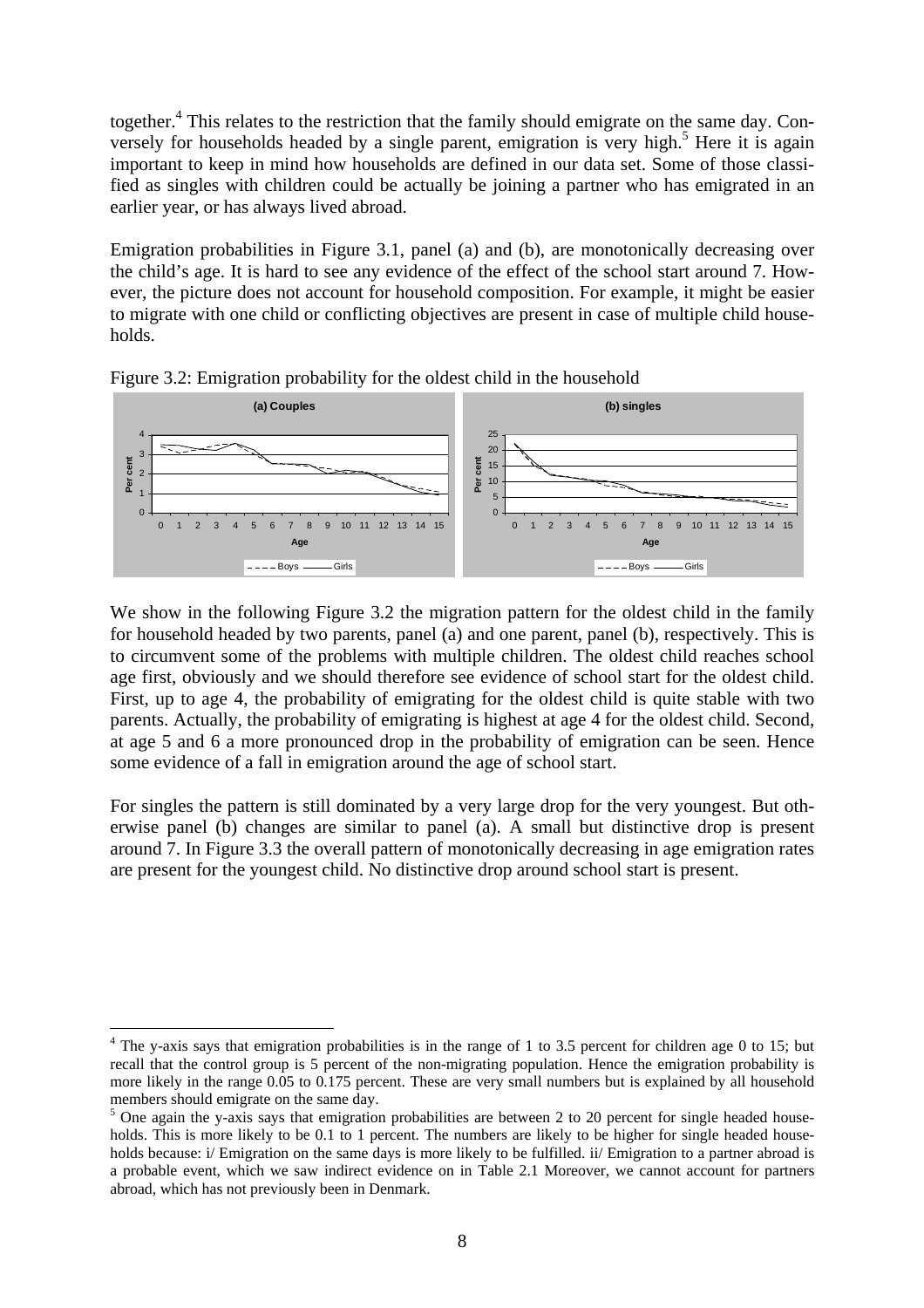together.[4] This relates to the restriction that the family should emigrate on the same day. Conversely for households headed by a single parent, emigration is very high.[5] Here it is again important to keep in mind how households are defined in our data set. Some of those classified as singles with children could be actually be joining a partner who has emigrated in an earlier year, or has always lived abroad.

Emigration probabilities in Figure 3.1, panel (a) and (b), are monotonically decreasing over the child's age. It is hard to see any evidence of the effect of the school start around 7. However, the picture does not account for household composition. For example, it might be easier to migrate with one child or conflicting objectives are present in case of multiple child households.

Figure 3.2: Emigration probability for the oldest child in the household

We show in the following Figure 3.2 the migration pattern for the oldest child in the family for household headed by two parents, panel (a) and one parent, panel (b), respectively. This is to circumvent some of the problems with multiple children. The oldest child reaches school age first, obviously and we should therefore see evidence of school start for the oldest child. First, up to age 4, the probability of emigrating for the oldest child is quite stable with two parents. Actually, the probability of emigrating is highest at age 4 for the oldest child. Second, at age 5 and 6 a more pronounced drop in the probability of emigration can be seen. Hence some evidence of a fall in emigration around the age of school start.

For singles the pattern is still dominated by a very large drop for the very youngest. But otherwise panel (b) changes are similar to panel (a). A small but distinctive drop is present around 7. In Figure 3.3 the overall pattern of monotonically decreasing in age emigration rates are present for the youngest child. No distinctive drop around school start is present.

---

[4] The y-axis says that emigration probabilities is in the range of 1 to 3.5 percent for children age 0 to 15; but recall that the control group is 5 percent of the non-migrating population. Hence the emigration probability is more likely in the range 0.05 to 0.175 percent. These are very small numbers but is explained by all household members should emigrate on the same day.

[5] One again the y-axis says that emigration probabilities are between 2 to 20 percent for single headed households. This is more likely to be 0.1 to 1 percent. The numbers are likely to be higher for single headed households because: i/ Emigration on the same days is more likely to be fulfilled. ii/ Emigration to a partner abroad is a probable event, which we saw indirect evidence on in Table 2.1 Moreover, we cannot account for partners abroad, which has not previously been in Denmark.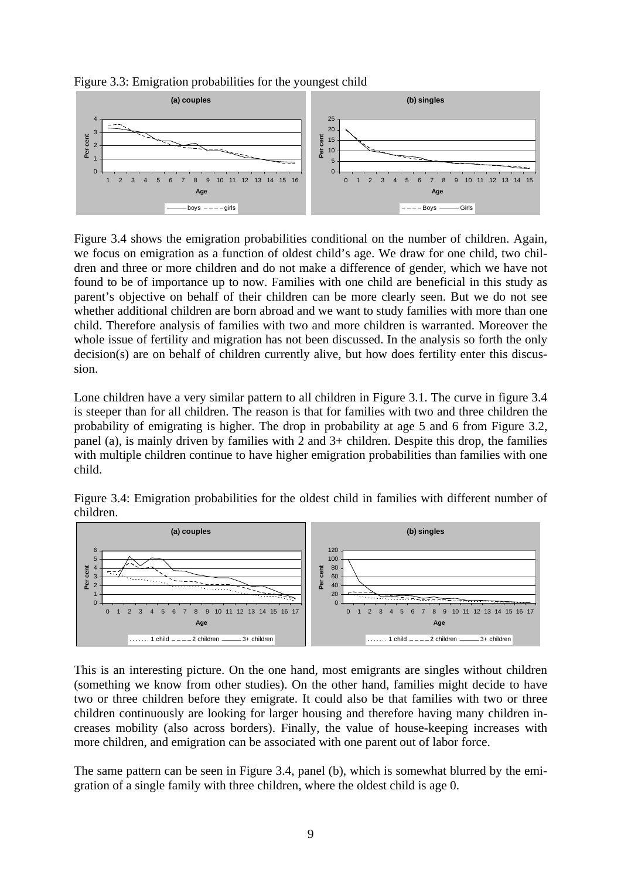Figure 3.3: Emigration probabilities for the youngest child

Figure 3.4 shows the emigration probabilities conditional on the number of children. Again, we focus on emigration as a function of oldest child's age. We draw for one child, two children and three or more children and do not make a difference of gender, which we have not found to be of importance up to now. Families with one child are beneficial in this study as parent's objective on behalf of their children can be more clearly seen. But we do not see whether additional children are born abroad and we want to study families with more than one child. Therefore analysis of families with two and more children is warranted. Moreover the whole issue of fertility and migration has not been discussed. In the analysis so forth the only decision(s) are on behalf of children currently alive, but how does fertility enter this discussion.

Lone children have a very similar pattern to all children in Figure 3.1. The curve in figure 3.4 is steeper than for all children. The reason is that for families with two and three children the probability of emigrating is higher. The drop in probability at age 5 and 6 from Figure 3.2, panel (a), is mainly driven by families with 2 and 3+ children. Despite this drop, the families with multiple children continue to have higher emigration probabilities than families with one child.

Figure 3.4: Emigration probabilities for the oldest child in families with different number of children.

This is an interesting picture. On the one hand, most emigrants are singles without children (something we know from other studies). On the other hand, families might decide to have two or three children before they emigrate. It could also be that families with two or three children continuously are looking for larger housing and therefore having many children increases mobility (also across borders). Finally, the value of house-keeping increases with more children, and emigration can be associated with one parent out of labor force.

The same pattern can be seen in Figure 3.4, panel (b), which is somewhat blurred by the emigration of a single family with three children, where the oldest child is age 0.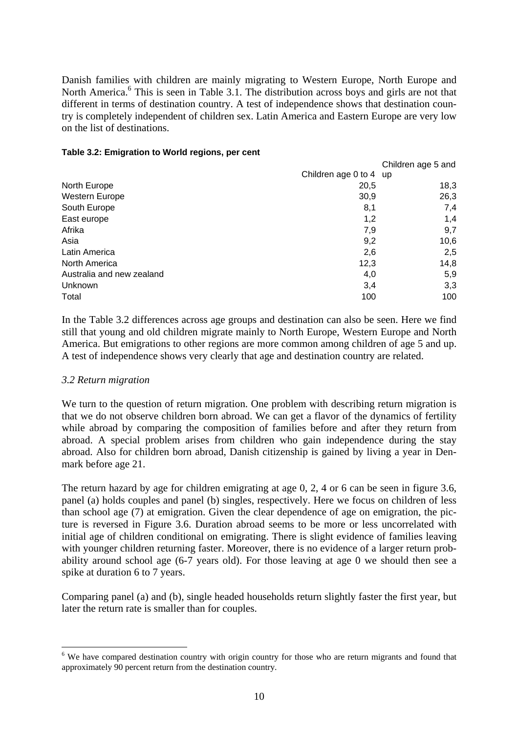Danish families with children are mainly migrating to Western Europe, North Europe and North America.[6] This is seen in Table 3.1. The distribution across boys and girls are not that different in terms of destination country. A test of independence shows that destination country is completely independent of children sex. Latin America and Eastern Europe are very low on the list of destinations.

**Table 3.2: Emigration to World regions, per cent**

| | Children age 0 to 4 | Children age 5 and up |
|---|---|---|
| North Europe | 20,5 | 18,3 |
| Western Europe | 30,9 | 26,3 |
| South Europe | 8,1 | 7,4 |
| East europe | 1,2 | 1,4 |
| Afrika | 7,9 | 9,7 |
| Asia | 9,2 | 10,6 |
| Latin America | 2,6 | 2,5 |
| North America | 12,3 | 14,8 |
| Australia and new zealand | 4,0 | 5,9 |
| Unknown | 3,4 | 3,3 |
| Total | 100 | 100 |

In the Table 3.2 differences across age groups and destination can also be seen. Here we find still that young and old children migrate mainly to North Europe, Western Europe and North America. But emigrations to other regions are more common among children of age 5 and up. A test of independence shows very clearly that age and destination country are related.

### *3.2 Return migration*

We turn to the question of return migration. One problem with describing return migration is that we do not observe children born abroad. We can get a flavor of the dynamics of fertility while abroad by comparing the composition of families before and after they return from abroad. A special problem arises from children who gain independence during the stay abroad. Also for children born abroad, Danish citizenship is gained by living a year in Denmark before age 21.

The return hazard by age for children emigrating at age 0, 2, 4 or 6 can be seen in figure 3.6, panel (a) holds couples and panel (b) singles, respectively. Here we focus on children of less than school age (7) at emigration. Given the clear dependence of age on emigration, the picture is reversed in Figure 3.6. Duration abroad seems to be more or less uncorrelated with initial age of children conditional on emigrating. There is slight evidence of families leaving with younger children returning faster. Moreover, there is no evidence of a larger return probability around school age (6-7 years old). For those leaving at age 0 we should then see a spike at duration 6 to 7 years.

Comparing panel (a) and (b), single headed households return slightly faster the first year, but later the return rate is smaller than for couples.

[6] We have compared destination country with origin country for those who are return migrants and found that approximately 90 percent return from the destination country.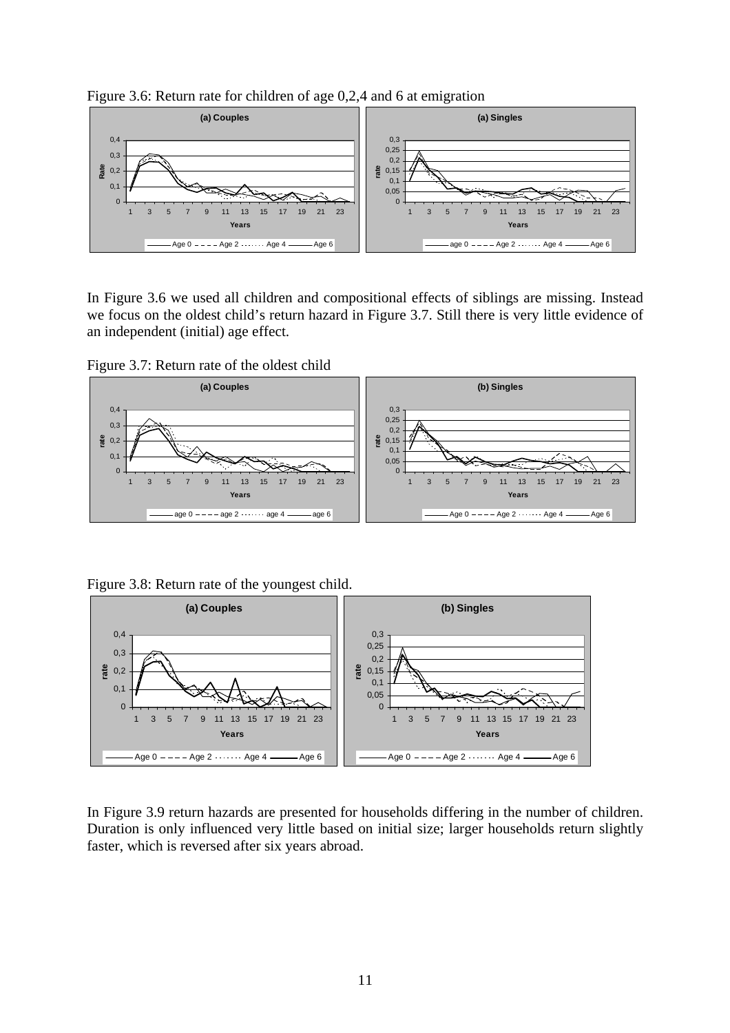Figure 3.6: Return rate for children of age 0,2,4 and 6 at emigration

In Figure 3.6 we used all children and compositional effects of siblings are missing. Instead we focus on the oldest child's return hazard in Figure 3.7. Still there is very little evidence of an independent (initial) age effect.

Figure 3.7: Return rate of the oldest child

Figure 3.8: Return rate of the youngest child.

In Figure 3.9 return hazards are presented for households differing in the number of children. Duration is only influenced very little based on initial size; larger households return slightly faster, which is reversed after six years abroad.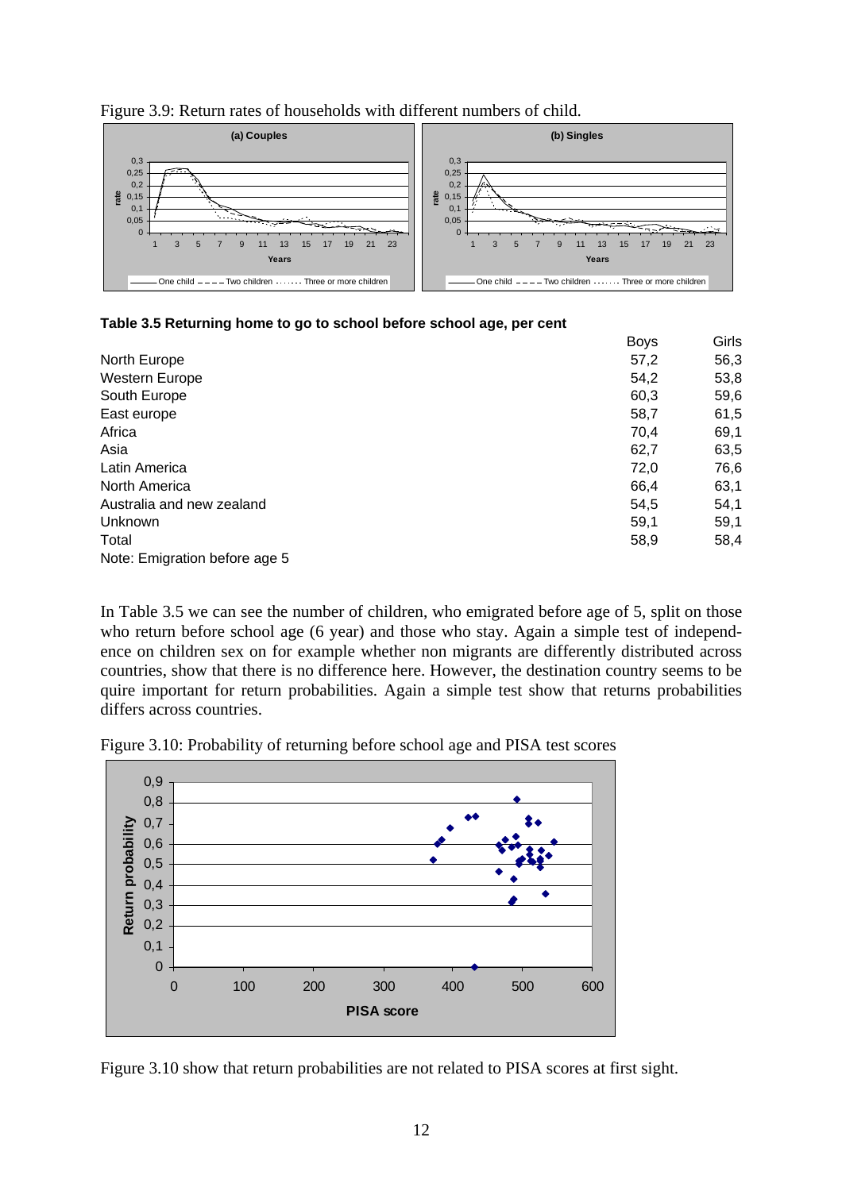Figure 3.9: Return rates of households with different numbers of child.

**Table 3.5 Returning home to go to school before school age, per cent**

| | Boys | Girls |
|---|---|---|
| North Europe | 57,2 | 56,3 |
| Western Europe | 54,2 | 53,8 |
| South Europe | 60,3 | 59,6 |
| East europe | 58,7 | 61,5 |
| Africa | 70,4 | 69,1 |
| Asia | 62,7 | 63,5 |
| Latin America | 72,0 | 76,6 |
| North America | 66,4 | 63,1 |
| Australia and new zealand | 54,5 | 54,1 |
| Unknown | 59,1 | 59,1 |
| Total | 58,9 | 58,4 |

Note: Emigration before age 5

In Table 3.5 we can see the number of children, who emigrated before age of 5, split on those who return before school age (6 year) and those who stay. Again a simple test of independence on children sex on for example whether non migrants are differently distributed across countries, show that there is no difference here. However, the destination country seems to be quire important for return probabilities. Again a simple test show that returns probabilities differs across countries.

Figure 3.10: Probability of returning before school age and PISA test scores

Figure 3.10 show that return probabilities are not related to PISA scores at first sight.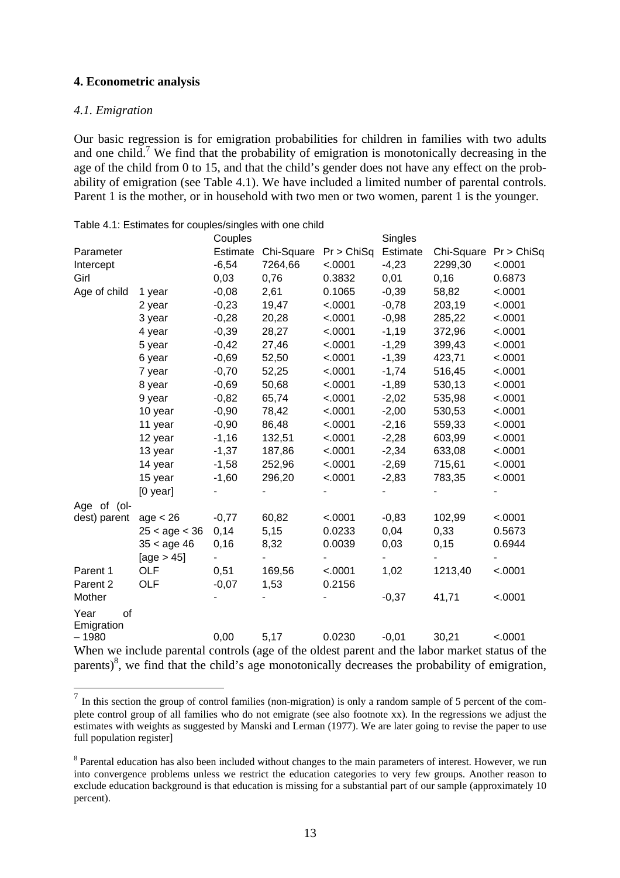## 4. Econometric analysis

### *4.1. Emigration*

Our basic regression is for emigration probabilities for children in families with two adults and one child.[7] We find that the probability of emigration is monotonically decreasing in the age of the child from 0 to 15, and that the child's gender does not have any effect on the probability of emigration (see Table 4.1). We have included a limited number of parental controls. Parent 1 is the mother, or in household with two men or two women, parent 1 is the younger.

Table 4.1: Estimates for couples/singles with one child

| | | Couples | | | Singles | | |
|---|---|---|---|---|---|---|---|
| Parameter | | Estimate | Chi-Square | Pr > ChiSq | Estimate | Chi-Square | Pr > ChiSq |
| Intercept | | -6,54 | 7264,66 | <.0001 | -4,23 | 2299,30 | <.0001 |
| Girl | | 0,03 | 0,76 | 0.3832 | 0,01 | 0,16 | 0.6873 |
| Age of child | 1 year | -0,08 | 2,61 | 0.1065 | -0,39 | 58,82 | <.0001 |
| | 2 year | -0,23 | 19,47 | <.0001 | -0,78 | 203,19 | <.0001 |
| | 3 year | -0,28 | 20,28 | <.0001 | -0,98 | 285,22 | <.0001 |
| | 4 year | -0,39 | 28,27 | <.0001 | -1,19 | 372,96 | <.0001 |
| | 5 year | -0,42 | 27,46 | <.0001 | -1,29 | 399,43 | <.0001 |
| | 6 year | -0,69 | 52,50 | <.0001 | -1,39 | 423,71 | <.0001 |
| | 7 year | -0,70 | 52,25 | <.0001 | -1,74 | 516,45 | <.0001 |
| | 8 year | -0,69 | 50,68 | <.0001 | -1,89 | 530,13 | <.0001 |
| | 9 year | -0,82 | 65,74 | <.0001 | -2,02 | 535,98 | <.0001 |
| | 10 year | -0,90 | 78,42 | <.0001 | -2,00 | 530,53 | <.0001 |
| | 11 year | -0,90 | 86,48 | <.0001 | -2,16 | 559,33 | <.0001 |
| | 12 year | -1,16 | 132,51 | <.0001 | -2,28 | 603,99 | <.0001 |
| | 13 year | -1,37 | 187,86 | <.0001 | -2,34 | 633,08 | <.0001 |
| | 14 year | -1,58 | 252,96 | <.0001 | -2,69 | 715,61 | <.0001 |
| | 15 year | -1,60 | 296,20 | <.0001 | -2,83 | 783,35 | <.0001 |
| | [0 year] | - | - | - | - | - | - |
| Age of (oldest) parent | age < 26 | -0,77 | 60,82 | <.0001 | -0,83 | 102,99 | <.0001 |
| | 25 < age < 36 | 0,14 | 5,15 | 0.0233 | 0,04 | 0,33 | 0.5673 |
| | 35 < age 46 | 0,16 | 8,32 | 0.0039 | 0,03 | 0,15 | 0.6944 |
| | [age > 45] | - | - | - | - | - | - |
| Parent 1 | OLF | 0,51 | 169,56 | <.0001 | 1,02 | 1213,40 | <.0001 |
| Parent 2 | OLF | -0,07 | 1,53 | 0.2156 | | | |
| Mother | | - | - | - | -0,37 | 41,71 | <.0001 |
| Year of Emigration – 1980 | | 0,00 | 5,17 | 0.0230 | -0,01 | 30,21 | <.0001 |

When we include parental controls (age of the oldest parent and the labor market status of the parents)[8], we find that the child's age monotonically decreases the probability of emigration,

[7] In this section the group of control families (non-migration) is only a random sample of 5 percent of the complete control group of all families who do not emigrate (see also footnote xx). In the regressions we adjust the estimates with weights as suggested by Manski and Lerman (1977). We are later going to revise the paper to use full population register]

[8] Parental education has also been included without changes to the main parameters of interest. However, we run into convergence problems unless we restrict the education categories to very few groups. Another reason to exclude education background is that education is missing for a substantial part of our sample (approximately 10 percent).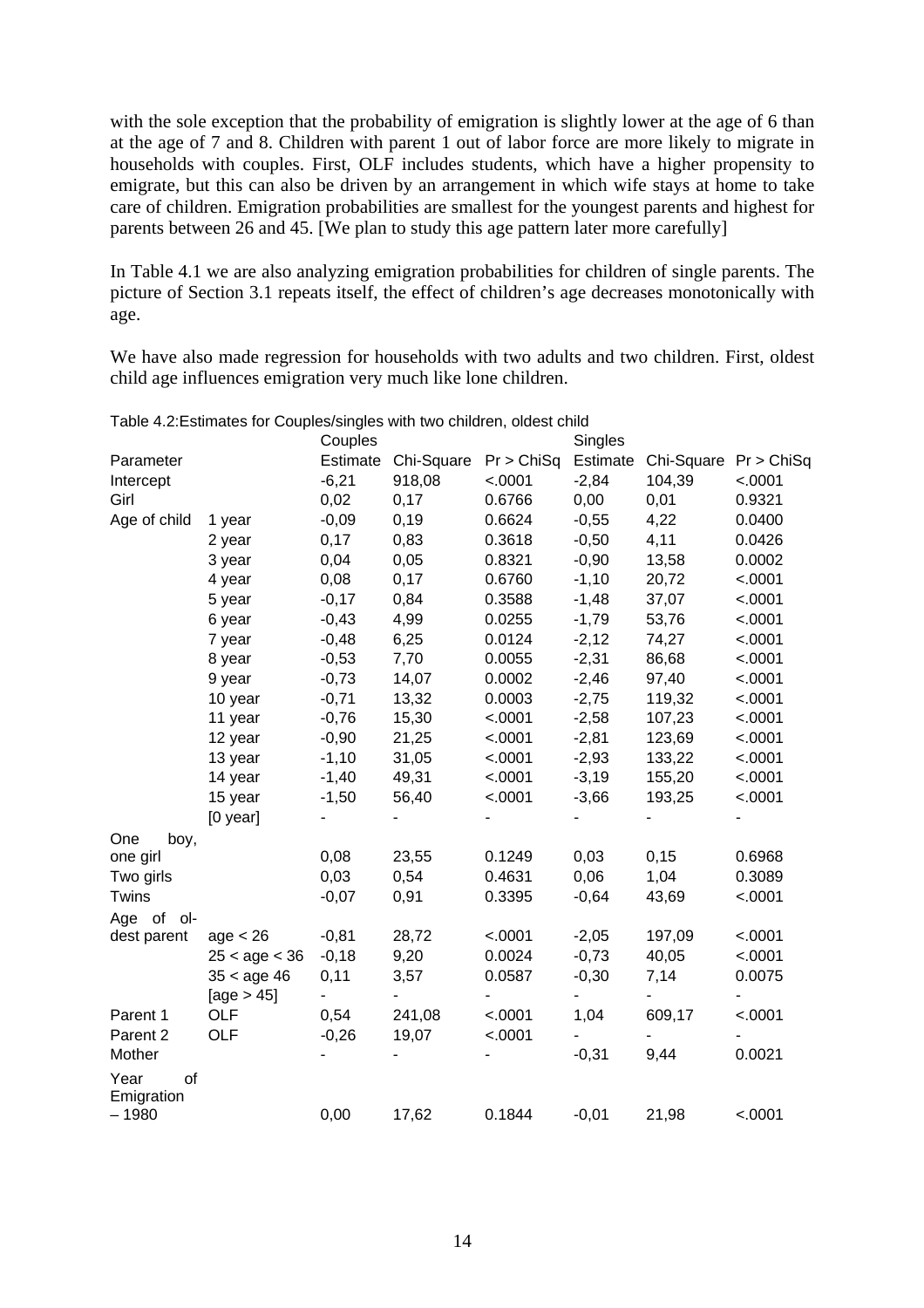with the sole exception that the probability of emigration is slightly lower at the age of 6 than at the age of 7 and 8. Children with parent 1 out of labor force are more likely to migrate in households with couples. First, OLF includes students, which have a higher propensity to emigrate, but this can also be driven by an arrangement in which wife stays at home to take care of children. Emigration probabilities are smallest for the youngest parents and highest for parents between 26 and 45. [We plan to study this age pattern later more carefully]

In Table 4.1 we are also analyzing emigration probabilities for children of single parents. The picture of Section 3.1 repeats itself, the effect of children's age decreases monotonically with age.

We have also made regression for households with two adults and two children. First, oldest child age influences emigration very much like lone children.

Table 4.2:Estimates for Couples/singles with two children, oldest child

| | | Couples | | | Singles | | |
|---|---|---|---|---|---|---|---|
| Parameter | | Estimate | Chi-Square | Pr > ChiSq | Estimate | Chi-Square | Pr > ChiSq |
| Intercept | | -6,21 | 918,08 | <.0001 | -2,84 | 104,39 | <.0001 |
| Girl | | 0,02 | 0,17 | 0.6766 | 0,00 | 0,01 | 0.9321 |
| Age of child | 1 year | -0,09 | 0,19 | 0.6624 | -0,55 | 4,22 | 0.0400 |
| | 2 year | 0,17 | 0,83 | 0.3618 | -0,50 | 4,11 | 0.0426 |
| | 3 year | 0,04 | 0,05 | 0.8321 | -0,90 | 13,58 | 0.0002 |
| | 4 year | 0,08 | 0,17 | 0.6760 | -1,10 | 20,72 | <.0001 |
| | 5 year | -0,17 | 0,84 | 0.3588 | -1,48 | 37,07 | <.0001 |
| | 6 year | -0,43 | 4,99 | 0.0255 | -1,79 | 53,76 | <.0001 |
| | 7 year | -0,48 | 6,25 | 0.0124 | -2,12 | 74,27 | <.0001 |
| | 8 year | -0,53 | 7,70 | 0.0055 | -2,31 | 86,68 | <.0001 |
| | 9 year | -0,73 | 14,07 | 0.0002 | -2,46 | 97,40 | <.0001 |
| | 10 year | -0,71 | 13,32 | 0.0003 | -2,75 | 119,32 | <.0001 |
| | 11 year | -0,76 | 15,30 | <.0001 | -2,58 | 107,23 | <.0001 |
| | 12 year | -0,90 | 21,25 | <.0001 | -2,81 | 123,69 | <.0001 |
| | 13 year | -1,10 | 31,05 | <.0001 | -2,93 | 133,22 | <.0001 |
| | 14 year | -1,40 | 49,31 | <.0001 | -3,19 | 155,20 | <.0001 |
| | 15 year | -1,50 | 56,40 | <.0001 | -3,66 | 193,25 | <.0001 |
| | [0 year] | - | - | - | - | - | - |
| One boy, one girl | | 0,08 | 23,55 | 0.1249 | 0,03 | 0,15 | 0.6968 |
| Two girls | | 0,03 | 0,54 | 0.4631 | 0,06 | 1,04 | 0.3089 |
| Twins | | -0,07 | 0,91 | 0.3395 | -0,64 | 43,69 | <.0001 |
| Age of oldest parent | age < 26 | -0,81 | 28,72 | <.0001 | -2,05 | 197,09 | <.0001 |
| | 25 < age < 36 | -0,18 | 9,20 | 0.0024 | -0,73 | 40,05 | <.0001 |
| | 35 < age 46 | 0,11 | 3,57 | 0.0587 | -0,30 | 7,14 | 0.0075 |
| | [age > 45] | - | - | - | - | - | - |
| Parent 1 | OLF | 0,54 | 241,08 | <.0001 | 1,04 | 609,17 | <.0001 |
| Parent 2 | OLF | -0,26 | 19,07 | <.0001 | - | - | - |
| Mother | | - | - | - | -0,31 | 9,44 | 0.0021 |
| Year of Emigration – 1980 | | 0,00 | 17,62 | 0.1844 | -0,01 | 21,98 | <.0001 |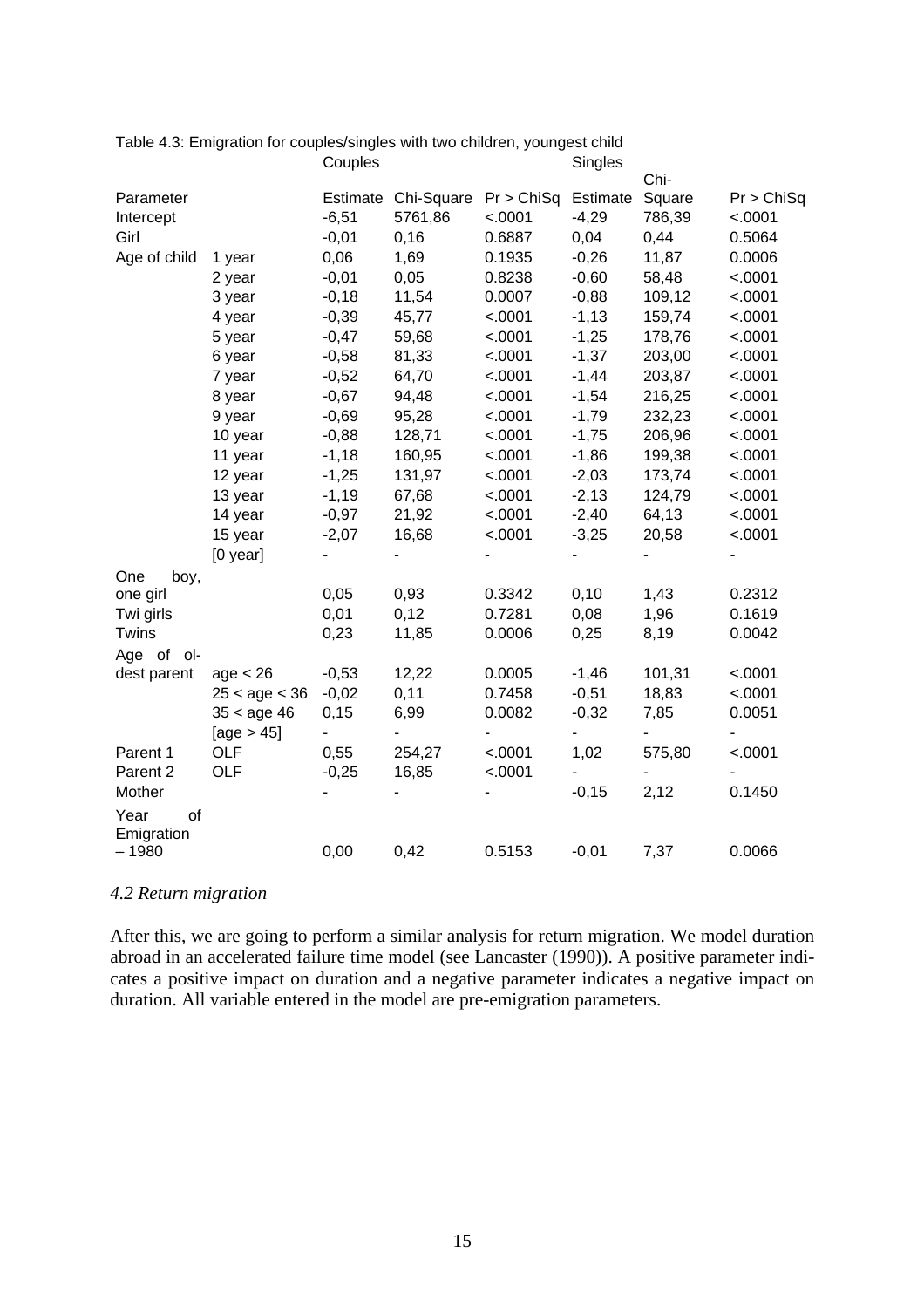Table 4.3: Emigration for couples/singles with two children, youngest child

| Parameter | | Couples | | | Singles | | |
|---|---|---|---|---|---|---|---|
| | | Estimate | Chi-Square | Pr > ChiSq | Estimate | Chi-Square | Pr > ChiSq |
| Intercept | | -6,51 | 5761,86 | <.0001 | -4,29 | 786,39 | <.0001 |
| Girl | | -0,01 | 0,16 | 0.6887 | 0,04 | 0,44 | 0.5064 |
| Age of child | 1 year | 0,06 | 1,69 | 0.1935 | -0,26 | 11,87 | 0.0006 |
| | 2 year | -0,01 | 0,05 | 0.8238 | -0,60 | 58,48 | <.0001 |
| | 3 year | -0,18 | 11,54 | 0.0007 | -0,88 | 109,12 | <.0001 |
| | 4 year | -0,39 | 45,77 | <.0001 | -1,13 | 159,74 | <.0001 |
| | 5 year | -0,47 | 59,68 | <.0001 | -1,25 | 178,76 | <.0001 |
| | 6 year | -0,58 | 81,33 | <.0001 | -1,37 | 203,00 | <.0001 |
| | 7 year | -0,52 | 64,70 | <.0001 | -1,44 | 203,87 | <.0001 |
| | 8 year | -0,67 | 94,48 | <.0001 | -1,54 | 216,25 | <.0001 |
| | 9 year | -0,69 | 95,28 | <.0001 | -1,79 | 232,23 | <.0001 |
| | 10 year | -0,88 | 128,71 | <.0001 | -1,75 | 206,96 | <.0001 |
| | 11 year | -1,18 | 160,95 | <.0001 | -1,86 | 199,38 | <.0001 |
| | 12 year | -1,25 | 131,97 | <.0001 | -2,03 | 173,74 | <.0001 |
| | 13 year | -1,19 | 67,68 | <.0001 | -2,13 | 124,79 | <.0001 |
| | 14 year | -0,97 | 21,92 | <.0001 | -2,40 | 64,13 | <.0001 |
| | 15 year | -2,07 | 16,68 | <.0001 | -3,25 | 20,58 | <.0001 |
| | [0 year] | - | - | - | - | - | - |
| One boy, one girl | | 0,05 | 0,93 | 0.3342 | 0,10 | 1,43 | 0.2312 |
| Twi girls | | 0,01 | 0,12 | 0.7281 | 0,08 | 1,96 | 0.1619 |
| Twins | | 0,23 | 11,85 | 0.0006 | 0,25 | 8,19 | 0.0042 |
| Age of oldest parent | age < 26 | -0,53 | 12,22 | 0.0005 | -1,46 | 101,31 | <.0001 |
| | 25 < age < 36 | -0,02 | 0,11 | 0.7458 | -0,51 | 18,83 | <.0001 |
| | 35 < age 46 | 0,15 | 6,99 | 0.0082 | -0,32 | 7,85 | 0.0051 |
| | [age > 45] | - | - | - | - | - | - |
| Parent 1 | OLF | 0,55 | 254,27 | <.0001 | 1,02 | 575,80 | <.0001 |
| Parent 2 | OLF | -0,25 | 16,85 | <.0001 | - | - | - |
| Mother | | - | - | - | -0,15 | 2,12 | 0.1450 |
| Year of Emigration – 1980 | | 0,00 | 0,42 | 0.5153 | -0,01 | 7,37 | 0.0066 |

### *4.2 Return migration*

After this, we are going to perform a similar analysis for return migration. We model duration abroad in an accelerated failure time model (see Lancaster (1990)). A positive parameter indicates a positive impact on duration and a negative parameter indicates a negative impact on duration. All variable entered in the model are pre-emigration parameters.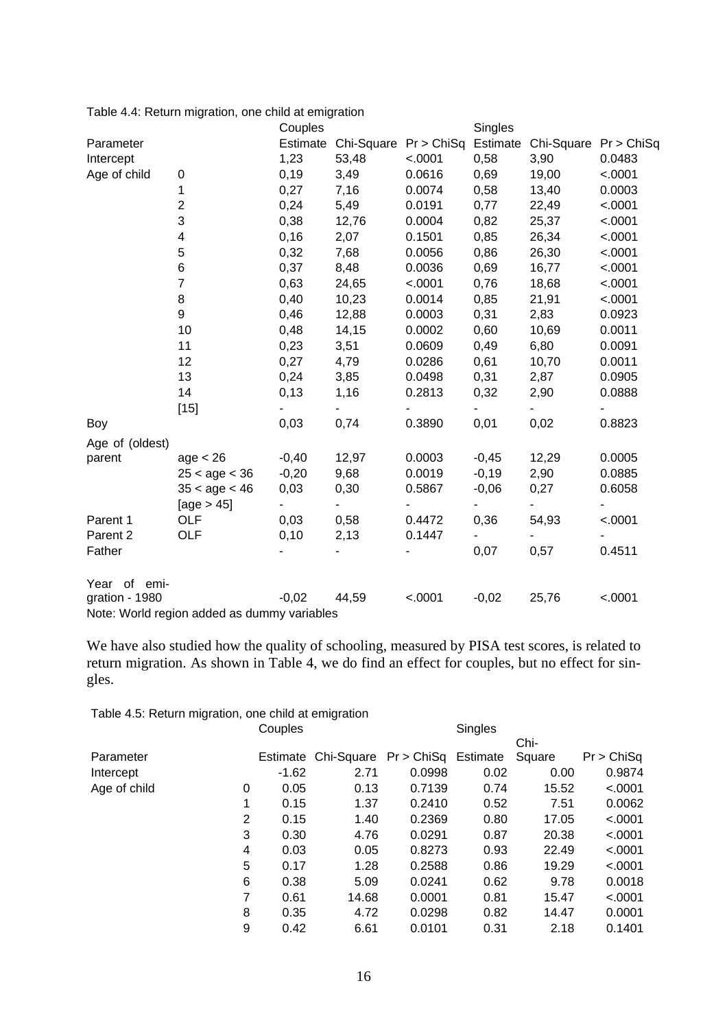Table 4.4: Return migration, one child at emigration

| Parameter | | Couples Estimate | Chi-Square | Pr > ChiSq | Singles Estimate | Chi-Square | Pr > ChiSq |
|---|---|---|---|---|---|---|---|
| Intercept | | 1,23 | 53,48 | <.0001 | 0,58 | 3,90 | 0.0483 |
| Age of child | 0 | 0,19 | 3,49 | 0.0616 | 0,69 | 19,00 | <.0001 |
| | 1 | 0,27 | 7,16 | 0.0074 | 0,58 | 13,40 | 0.0003 |
| | 2 | 0,24 | 5,49 | 0.0191 | 0,77 | 22,49 | <.0001 |
| | 3 | 0,38 | 12,76 | 0.0004 | 0,82 | 25,37 | <.0001 |
| | 4 | 0,16 | 2,07 | 0.1501 | 0,85 | 26,34 | <.0001 |
| | 5 | 0,32 | 7,68 | 0.0056 | 0,86 | 26,30 | <.0001 |
| | 6 | 0,37 | 8,48 | 0.0036 | 0,69 | 16,77 | <.0001 |
| | 7 | 0,63 | 24,65 | <.0001 | 0,76 | 18,68 | <.0001 |
| | 8 | 0,40 | 10,23 | 0.0014 | 0,85 | 21,91 | <.0001 |
| | 9 | 0,46 | 12,88 | 0.0003 | 0,31 | 2,83 | 0.0923 |
| | 10 | 0,48 | 14,15 | 0.0002 | 0,60 | 10,69 | 0.0011 |
| | 11 | 0,23 | 3,51 | 0.0609 | 0,49 | 6,80 | 0.0091 |
| | 12 | 0,27 | 4,79 | 0.0286 | 0,61 | 10,70 | 0.0011 |
| | 13 | 0,24 | 3,85 | 0.0498 | 0,31 | 2,87 | 0.0905 |
| | 14 | 0,13 | 1,16 | 0.2813 | 0,32 | 2,90 | 0.0888 |
| | [15] | - | - | - | - | - | - |
| Boy | | 0,03 | 0,74 | 0.3890 | 0,01 | 0,02 | 0.8823 |
| Age of (oldest) parent | age < 26 | -0,40 | 12,97 | 0.0003 | -0,45 | 12,29 | 0.0005 |
| | 25 < age < 36 | -0,20 | 9,68 | 0.0019 | -0,19 | 2,90 | 0.0885 |
| | 35 < age < 46 | 0,03 | 0,30 | 0.5867 | -0,06 | 0,27 | 0.6058 |
| | [age > 45] | - | - | - | - | - | - |
| Parent 1 | OLF | 0,03 | 0,58 | 0.4472 | 0,36 | 54,93 | <.0001 |
| Parent 2 | OLF | 0,10 | 2,13 | 0.1447 | - | - | - |
| Father | | - | - | - | 0,07 | 0,57 | 0.4511 |
| Year of emigration - 1980 | | -0,02 | 44,59 | <.0001 | -0,02 | 25,76 | <.0001 |

Note: World region added as dummy variables

We have also studied how the quality of schooling, measured by PISA test scores, is related to return migration. As shown in Table 4, we do find an effect for couples, but no effect for singles.

Table 4.5: Return migration, one child at emigration

| Parameter | | Couples Estimate | Chi-Square | Pr > ChiSq | Singles Estimate | Chi-Square | Pr > ChiSq |
|---|---|---|---|---|---|---|---|
| Intercept | | -1.62 | 2.71 | 0.0998 | 0.02 | 0.00 | 0.9874 |
| Age of child | 0 | 0.05 | 0.13 | 0.7139 | 0.74 | 15.52 | <.0001 |
| | 1 | 0.15 | 1.37 | 0.2410 | 0.52 | 7.51 | 0.0062 |
| | 2 | 0.15 | 1.40 | 0.2369 | 0.80 | 17.05 | <.0001 |
| | 3 | 0.30 | 4.76 | 0.0291 | 0.87 | 20.38 | <.0001 |
| | 4 | 0.03 | 0.05 | 0.8273 | 0.93 | 22.49 | <.0001 |
| | 5 | 0.17 | 1.28 | 0.2588 | 0.86 | 19.29 | <.0001 |
| | 6 | 0.38 | 5.09 | 0.0241 | 0.62 | 9.78 | 0.0018 |
| | 7 | 0.61 | 14.68 | 0.0001 | 0.81 | 15.47 | <.0001 |
| | 8 | 0.35 | 4.72 | 0.0298 | 0.82 | 14.47 | 0.0001 |
| | 9 | 0.42 | 6.61 | 0.0101 | 0.31 | 2.18 | 0.1401 |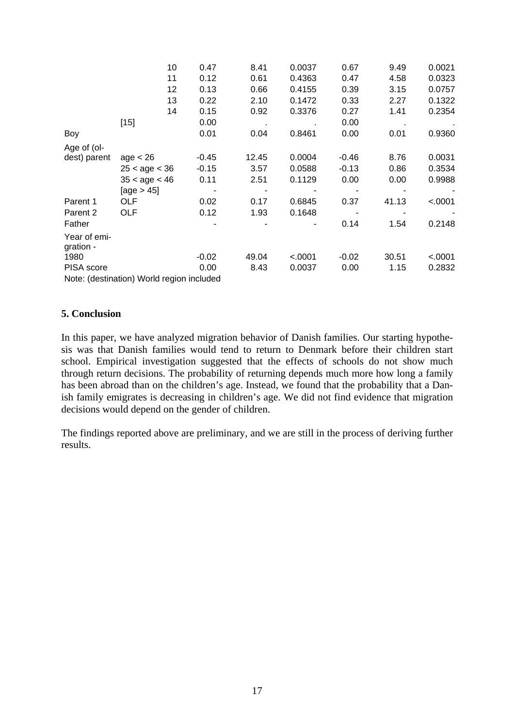| | | | | | | | |
|---|---|---|---|---|---|---|---|
| | 10 | 0.47 | 8.41 | 0.0037 | 0.67 | 9.49 | 0.0021 |
| | 11 | 0.12 | 0.61 | 0.4363 | 0.47 | 4.58 | 0.0323 |
| | 12 | 0.13 | 0.66 | 0.4155 | 0.39 | 3.15 | 0.0757 |
| | 13 | 0.22 | 2.10 | 0.1472 | 0.33 | 2.27 | 0.1322 |
| | 14 | 0.15 | 0.92 | 0.3376 | 0.27 | 1.41 | 0.2354 |
| | [15] | 0.00 | . | . | 0.00 | . | . |
| Boy | | 0.01 | 0.04 | 0.8461 | 0.00 | 0.01 | 0.9360 |
| Age of (oldest) parent | age < 26 | -0.45 | 12.45 | 0.0004 | -0.46 | 8.76 | 0.0031 |
| | 25 < age < 36 | -0.15 | 3.57 | 0.0588 | -0.13 | 0.86 | 0.3534 |
| | 35 < age < 46 | 0.11 | 2.51 | 0.1129 | 0.00 | 0.00 | 0.9988 |
| | [age > 45] | - | - | - | - | - | - |
| Parent 1 | OLF | 0.02 | 0.17 | 0.6845 | 0.37 | 41.13 | <.0001 |
| Parent 2 | OLF | 0.12 | 1.93 | 0.1648 | - | - | - |
| Father | | - | - | - | 0.14 | 1.54 | 0.2148 |
| Year of emigration - 1980 | | -0.02 | 49.04 | <.0001 | -0.02 | 30.51 | <.0001 |
| PISA score | | 0.00 | 8.43 | 0.0037 | 0.00 | 1.15 | 0.2832 |

Note: (destination) World region included

## 5. Conclusion

In this paper, we have analyzed migration behavior of Danish families. Our starting hypothesis was that Danish families would tend to return to Denmark before their children start school. Empirical investigation suggested that the effects of schools do not show much through return decisions. The probability of returning depends much more how long a family has been abroad than on the children's age. Instead, we found that the probability that a Danish family emigrates is decreasing in children's age. We did not find evidence that migration decisions would depend on the gender of children.

The findings reported above are preliminary, and we are still in the process of deriving further results.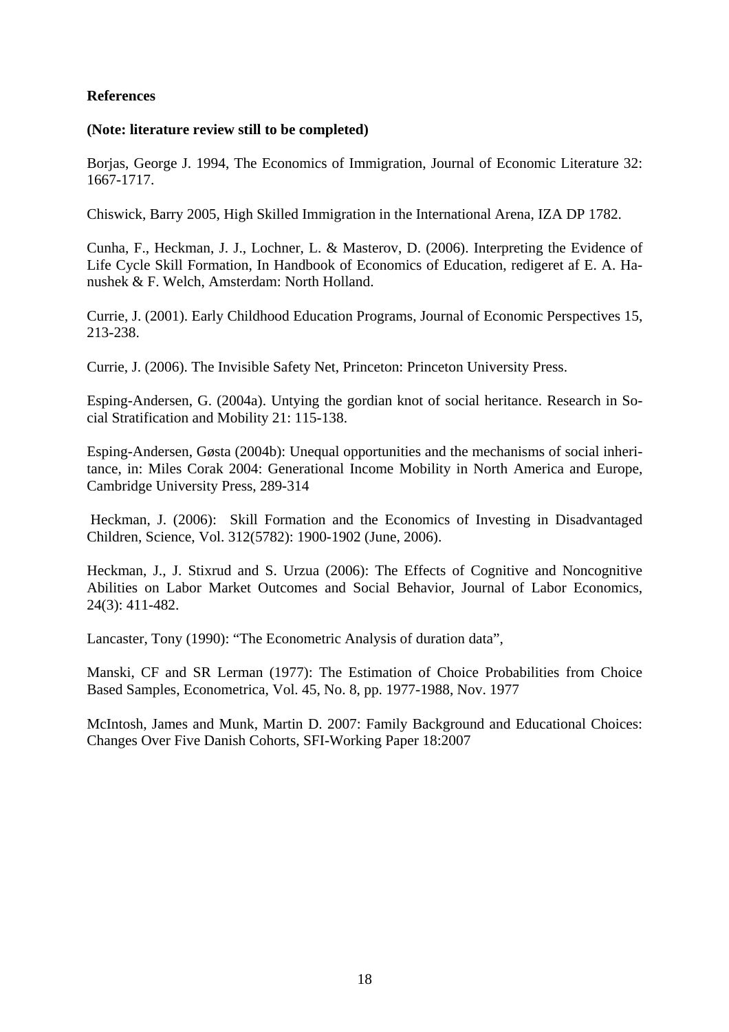**References**

**(Note: literature review still to be completed)**

Borjas, George J. 1994, The Economics of Immigration, Journal of Economic Literature 32: 1667-1717.

Chiswick, Barry 2005, High Skilled Immigration in the International Arena, IZA DP 1782.

Cunha, F., Heckman, J. J., Lochner, L. & Masterov, D. (2006). Interpreting the Evidence of Life Cycle Skill Formation, In Handbook of Economics of Education, redigeret af E. A. Hanushek & F. Welch, Amsterdam: North Holland.

Currie, J. (2001). Early Childhood Education Programs, Journal of Economic Perspectives 15, 213-238.

Currie, J. (2006). The Invisible Safety Net, Princeton: Princeton University Press.

Esping-Andersen, G. (2004a). Untying the gordian knot of social heritance. Research in Social Stratification and Mobility 21: 115-138.

Esping-Andersen, Gøsta (2004b): Unequal opportunities and the mechanisms of social inheritance, in: Miles Corak 2004: Generational Income Mobility in North America and Europe, Cambridge University Press, 289-314

Heckman, J. (2006): Skill Formation and the Economics of Investing in Disadvantaged Children, Science, Vol. 312(5782): 1900-1902 (June, 2006).

Heckman, J., J. Stixrud and S. Urzua (2006): The Effects of Cognitive and Noncognitive Abilities on Labor Market Outcomes and Social Behavior, Journal of Labor Economics, 24(3): 411-482.

Lancaster, Tony (1990): "The Econometric Analysis of duration data",

Manski, CF and SR Lerman (1977): The Estimation of Choice Probabilities from Choice Based Samples, Econometrica, Vol. 45, No. 8, pp. 1977-1988, Nov. 1977

McIntosh, James and Munk, Martin D. 2007: Family Background and Educational Choices: Changes Over Five Danish Cohorts, SFI-Working Paper 18:2007